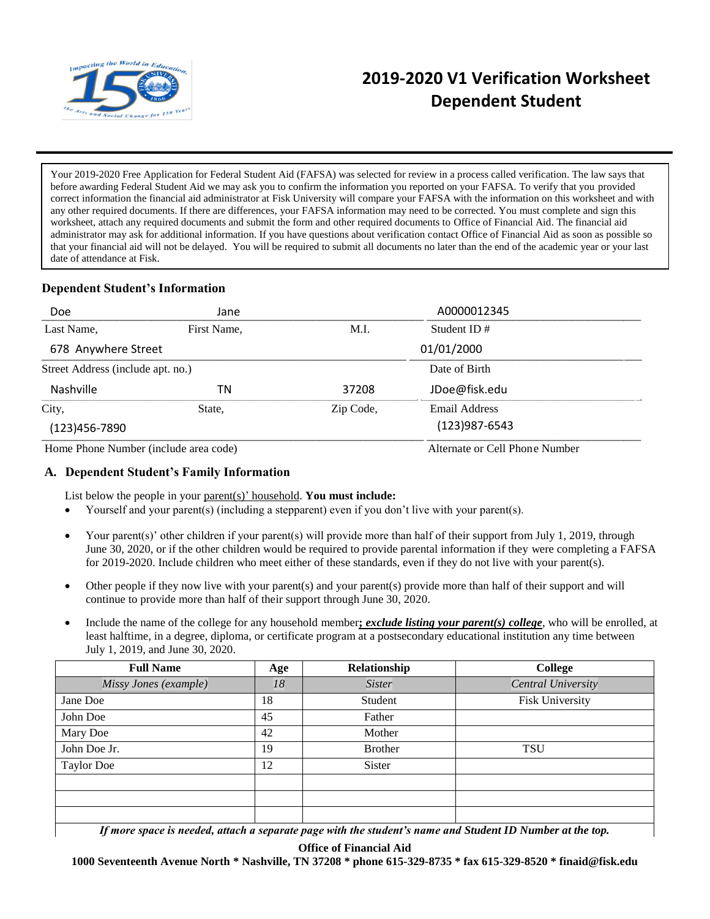# 2019-2020 V1 Verification Worksheet Dependent Student

Your 2019-2020 Free Application for Federal Student Aid (FAFSA) was selected for review in a process called verification. The law says that before awarding Federal Student Aid we may ask you to confirm the information you reported on your FAFSA. To verify that you provided correct information the financial aid administrator at Fisk University will compare your FAFSA with the information on this worksheet and with any other required documents. If there are differences, your FAFSA information may need to be corrected. You must complete and sign this worksheet, attach any required documents and submit the form and other required documents to Office of Financial Aid. The financial aid administrator may ask for additional information. If you have questions about verification contact Office of Financial Aid as soon as possible so that your financial aid will not be delayed. You will be required to submit all documents no later than the end of the academic year or your last date of attendance at Fisk.

## Dependent Student's Information

| Last Name, | First Name, | M.I. | Student ID # |
|---|---|---|---|
| Doe | Jane | | A0000012345 |

| Street Address (include apt. no.) | Date of Birth |
|---|---|
| 678 Anywhere Street | 01/01/2000 |

| City, | State, | Zip Code, | Email Address |
|---|---|---|---|
| Nashville | TN | 37208 | JDoe@fisk.edu |

| Home Phone Number (include area code) | Alternate or Cell Phone Number |
|---|---|
| (123)456-7890 | (123)987-6543 |

## A. Dependent Student's Family Information

List below the people in your parent(s)' household. **You must include:**

- Yourself and your parent(s) (including a stepparent) even if you don't live with your parent(s).
- Your parent(s)' other children if your parent(s) will provide more than half of their support from July 1, 2019, through June 30, 2020, or if the other children would be required to provide parental information if they were completing a FAFSA for 2019-2020. Include children who meet either of these standards, even if they do not live with your parent(s).
- Other people if they now live with your parent(s) and your parent(s) provide more than half of their support and will continue to provide more than half of their support through June 30, 2020.
- Include the name of the college for any household member***; exclude listing your parent(s) college***, who will be enrolled, at least halftime, in a degree, diploma, or certificate program at a postsecondary educational institution any time between July 1, 2019, and June 30, 2020.

| Full Name | Age | Relationship | College |
|---|---|---|---|
| *Missy Jones (example)* | *18* | *Sister* | *Central University* |
| Jane Doe | 18 | Student | Fisk University |
| John Doe | 45 | Father | |
| Mary Doe | 42 | Mother | |
| John Doe Jr. | 19 | Brother | TSU |
| Taylor Doe | 12 | Sister | |
| | | | |
| | | | |
| | | | |

***If more space is needed, attach a separate page with the student's name and Student ID Number at the top.***

**Office of Financial Aid**
**1000 Seventeenth Avenue North * Nashville, TN 37208 * phone 615-329-8735 * fax 615-329-8520 * finaid@fisk.edu**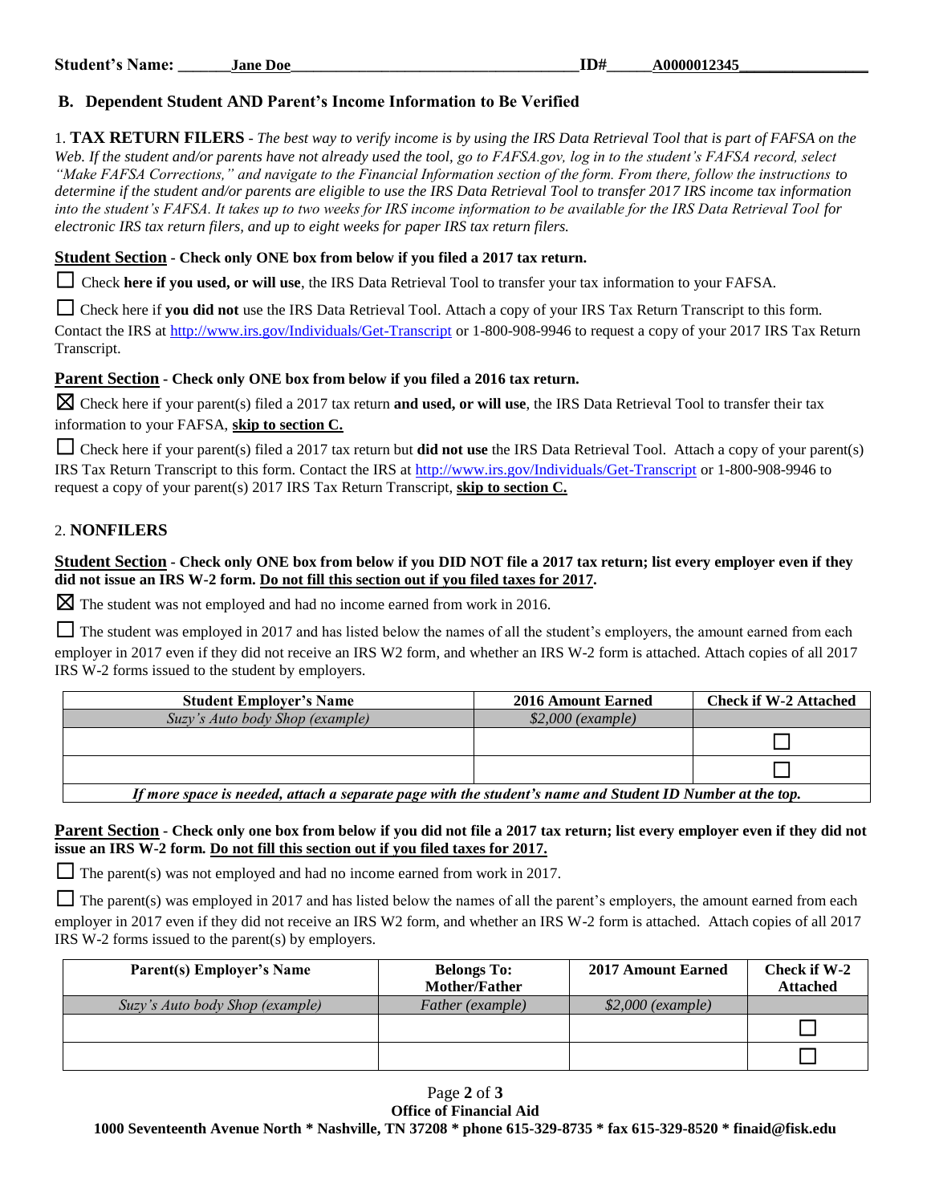**Student's Name:** \_\_\_\_\_\_\_**Jane Doe**\_\_\_\_\_\_\_\_\_\_\_\_\_\_\_\_\_\_\_\_\_\_\_\_\_\_\_\_\_\_\_\_\_\_\_\_\_ **ID#**\_\_\_\_\_\_**A0000012345**\_\_\_\_\_\_\_\_\_\_\_\_\_\_\_\_

## B. Dependent Student AND Parent's Income Information to Be Verified

1. **TAX RETURN FILERS** - *The best way to verify income is by using the IRS Data Retrieval Tool that is part of FAFSA on the Web. If the student and/or parents have not already used the tool, go to FAFSA.gov, log in to the student's FAFSA record, select "Make FAFSA Corrections," and navigate to the Financial Information section of the form. From there, follow the instructions to determine if the student and/or parents are eligible to use the IRS Data Retrieval Tool to transfer 2017 IRS income tax information into the student's FAFSA. It takes up to two weeks for IRS income information to be available for the IRS Data Retrieval Tool for electronic IRS tax return filers, and up to eight weeks for paper IRS tax return filers.*

**Student Section - Check only ONE box from below if you filed a 2017 tax return.**

☐ Check **here if you used, or will use**, the IRS Data Retrieval Tool to transfer your tax information to your FAFSA.

☐ Check here if **you did not** use the IRS Data Retrieval Tool. Attach a copy of your IRS Tax Return Transcript to this form. Contact the IRS at http://www.irs.gov/Individuals/Get-Transcript or 1-800-908-9946 to request a copy of your 2017 IRS Tax Return Transcript.

**Parent Section - Check only ONE box from below if you filed a 2016 tax return.**

☒ Check here if your parent(s) filed a 2017 tax return **and used, or will use**, the IRS Data Retrieval Tool to transfer their tax information to your FAFSA, **skip to section C.**

☐ Check here if your parent(s) filed a 2017 tax return but **did not use** the IRS Data Retrieval Tool. Attach a copy of your parent(s) IRS Tax Return Transcript to this form. Contact the IRS at http://www.irs.gov/Individuals/Get-Transcript or 1-800-908-9946 to request a copy of your parent(s) 2017 IRS Tax Return Transcript, **skip to section C.**

2. **NONFILERS**

**Student Section - Check only ONE box from below if you DID NOT file a 2017 tax return; list every employer even if they did not issue an IRS W-2 form. Do not fill this section out if you filed taxes for 2017.**

☒ The student was not employed and had no income earned from work in 2016.

☐ The student was employed in 2017 and has listed below the names of all the student's employers, the amount earned from each employer in 2017 even if they did not receive an IRS W2 form, and whether an IRS W-2 form is attached. Attach copies of all 2017 IRS W-2 forms issued to the student by employers.

| Student Employer's Name | 2016 Amount Earned | Check if W-2 Attached |
|---|---|---|
| *Suzy's Auto body Shop (example)* | *$2,000 (example)* | |
| | | ☐ |
| | | ☐ |

*If more space is needed, attach a separate page with the student's name and Student ID Number at the top.*

**Parent Section - Check only one box from below if you did not file a 2017 tax return; list every employer if they did not issue an IRS W-2 form. Do not fill this section out if you filed taxes for 2017.**

☐ The parent(s) was not employed and had no income earned from work in 2017.

☐ The parent(s) was employed in 2017 and has listed below the names of all the parent's employers, the amount earned from each employer in 2017 even if they did not receive an IRS W2 form, and whether an IRS W-2 form is attached. Attach copies of all 2017 IRS W-2 forms issued to the parent(s) by employers.

| Parent(s) Employer's Name | Belongs To: Mother/Father | 2017 Amount Earned | Check if W-2 Attached |
|---|---|---|---|
| *Suzy's Auto body Shop (example)* | *Father (example)* | *$2,000 (example)* | |
| | | | ☐ |
| | | | ☐ |

**Office of Financial Aid**
**1000 Seventeenth Avenue North * Nashville, TN 37208 * phone 615-329-8735 * fax 615-329-8520 * finaid@fisk.edu**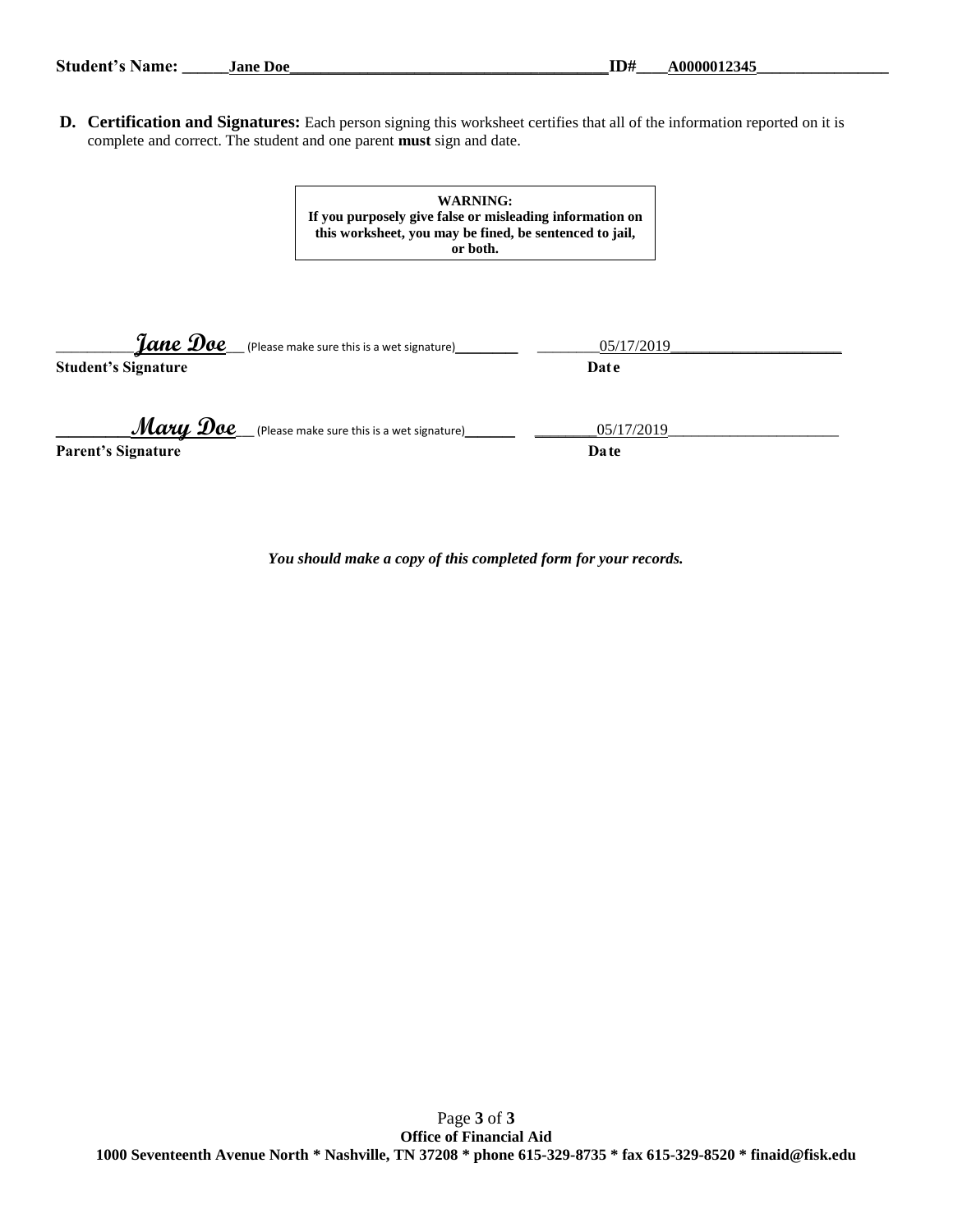**Student's Name:** Jane Doe **ID#** A0000012345

**D. Certification and Signatures:** Each person signing this worksheet certifies that all of the information reported on it is complete and correct. The student and one parent **must** sign and date.

> **WARNING:**
> **If you purposely give false or misleading information on this worksheet, you may be fined, be sentenced to jail, or both.**

Jane Doe (Please make sure this is a wet signature) 05/17/2019

**Student's Signature** **Date**

Mary Doe (Please make sure this is a wet signature) 05/17/2019

**Parent's Signature** **Date**

***You should make a copy of this completed form for your records.***

**Office of Financial Aid**

**1000 Seventeenth Avenue North * Nashville, TN 37208 * phone 615-329-8735 * fax 615-329-8520 * finaid@fisk.edu**